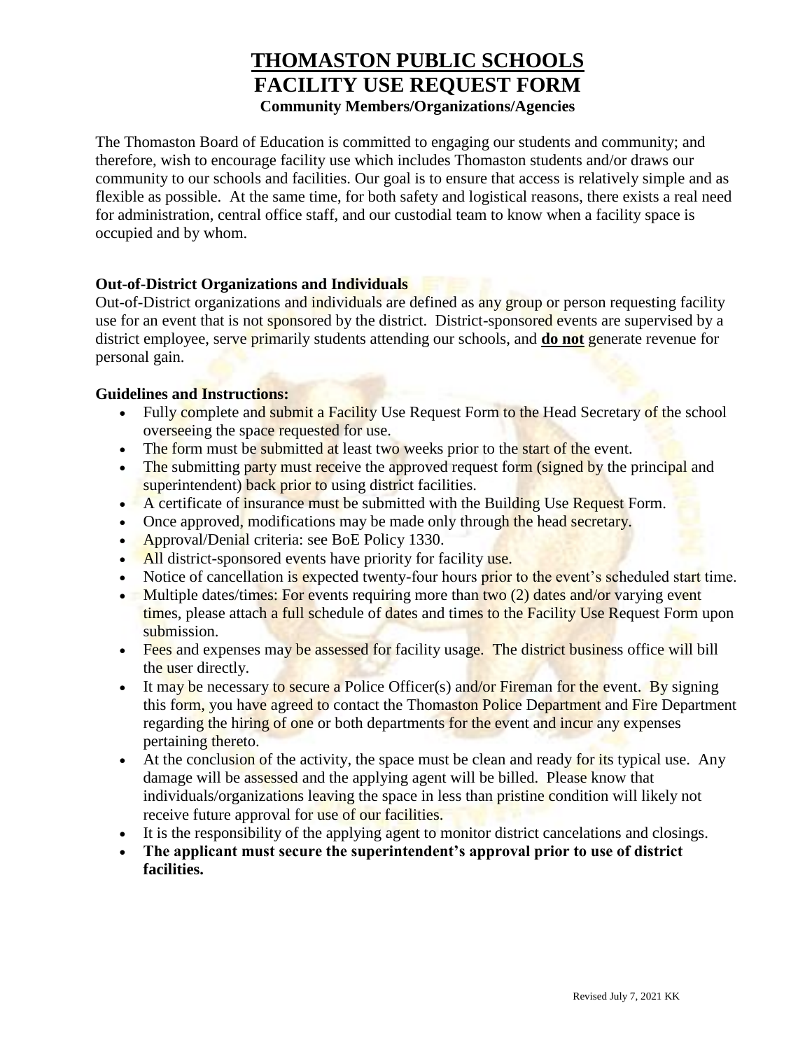# THOMASTON PUBLIC SCHOOLS
# FACILITY USE REQUEST FORM
### Community Members/Organizations/Agencies

The Thomaston Board of Education is committed to engaging our students and community; and therefore, wish to encourage facility use which includes Thomaston students and/or draws our community to our schools and facilities. Our goal is to ensure that access is relatively simple and as flexible as possible. At the same time, for both safety and logistical reasons, there exists a real need for administration, central office staff, and our custodial team to know when a facility space is occupied and by whom.

**Out-of-District Organizations and Individuals**

Out-of-District organizations and individuals are defined as any group or person requesting facility use for an event that is not sponsored by the district. District-sponsored events are supervised by a district employee, serve primarily students attending our schools, and **do not** generate revenue for personal gain.

**Guidelines and Instructions:**

- Fully complete and submit a Facility Use Request Form to the Head Secretary of the school overseeing the space requested for use.
- The form must be submitted at least two weeks prior to the start of the event.
- The submitting party must receive the approved request form (signed by the principal and superintendent) back prior to using district facilities.
- A certificate of insurance must be submitted with the Building Use Request Form.
- Once approved, modifications may be made only through the head secretary.
- Approval/Denial criteria: see BoE Policy 1330.
- All district-sponsored events have priority for facility use.
- Notice of cancellation is expected twenty-four hours prior to the event's scheduled start time.
- Multiple dates/times: For events requiring more than two (2) dates and/or varying event times, please attach a full schedule of dates and times to the Facility Use Request Form upon submission.
- Fees and expenses may be assessed for facility usage. The district business office will bill the user directly.
- It may be necessary to secure a Police Officer(s) and/or Fireman for the event. By signing this form, you have agreed to contact the Thomaston Police Department and Fire Department regarding the hiring of one or both departments for the event and incur any expenses pertaining thereto.
- At the conclusion of the activity, the space must be clean and ready for its typical use. Any damage will be assessed and the applying agent will be billed. Please know that individuals/organizations leaving the space in less than pristine condition will likely not receive future approval for use of our facilities.
- It is the responsibility of the applying agent to monitor district cancelations and closings.
- **The applicant must secure the superintendent's approval prior to use of district facilities.**

Revised July 7, 2021 KK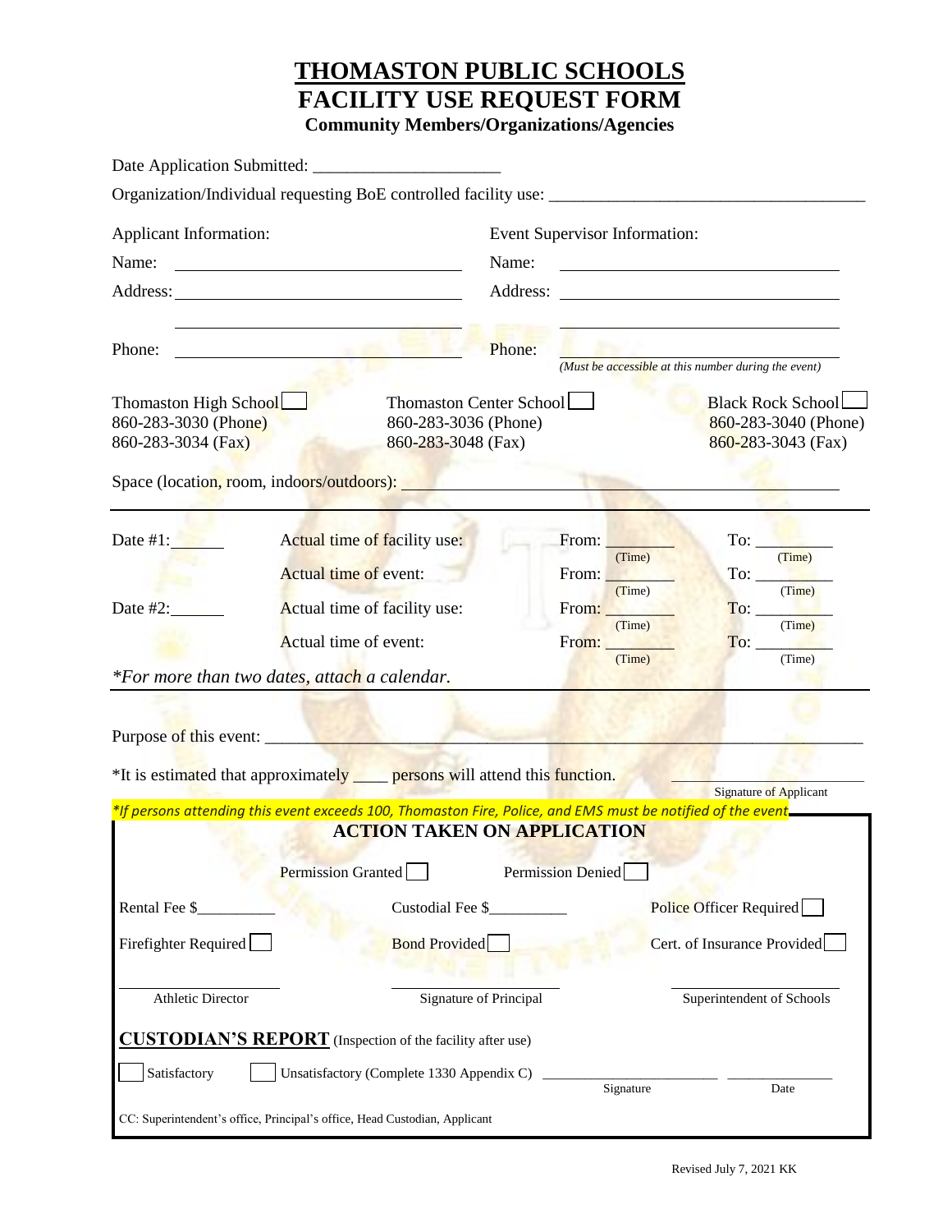# THOMASTON PUBLIC SCHOOLS
# FACILITY USE REQUEST FORM
### Community Members/Organizations/Agencies

Date Application Submitted: ____________________

Organization/Individual requesting BoE controlled facility use: ____________________________________

| Applicant Information: | Event Supervisor Information: |
|---|---|
| Name: ____________________ | Name: ____________________ |
| Address: ____________________ | Address: ____________________ |
| ____________________ | ____________________ |
| Phone: ____________________ | Phone: ____________________ *(Must be accessible at this number during the event)* |

| Thomaston High School ☐ | Thomaston Center School ☐ | Black Rock School ☐ |
|---|---|---|
| 860-283-3030 (Phone) | 860-283-3036 (Phone) | 860-283-3040 (Phone) |
| 860-283-3034 (Fax) | 860-283-3048 (Fax) | 860-283-3043 (Fax) |

Space (location, room, indoors/outdoors): ____________________________________

---

| | | | |
|---|---|---|---|
| Date #1: ______ | Actual time of facility use: | From: ________ (Time) | To: ________ (Time) |
| | Actual time of event: | From: ________ (Time) | To: ________ (Time) |
| Date #2: ______ | Actual time of facility use: | From: ________ (Time) | To: ________ (Time) |
| | Actual time of event: | From: ________ (Time) | To: ________ (Time) |

*\*For more than two dates, attach a calendar.*

---

Purpose of this event: ____________________________________

*It is estimated that approximately ____ persons will attend this function.

____________________
Signature of Applicant

*\*If persons attending this event exceeds 100, Thomaston Fire, Police, and EMS must be notified of the event.*

## ACTION TAKEN ON APPLICATION

Permission Granted ☐ Permission Denied ☐

| | | |
|---|---|---|
| Rental Fee $__________ | Custodial Fee $__________ | Police Officer Required ☐ |
| Firefighter Required ☐ | Bond Provided ☐ | Cert. of Insurance Provided ☐ |
| ____________________ Athletic Director | ____________________ Signature of Principal | ____________________ Superintendent of Schools |

**CUSTODIAN'S REPORT** (Inspection of the facility after use)

☐ Satisfactory ☐ Unsatisfactory (Complete 1330 Appendix C) ____________________ Signature ______________ Date

CC: Superintendent's office, Principal's office, Head Custodian, Applicant

Revised July 7, 2021 KK